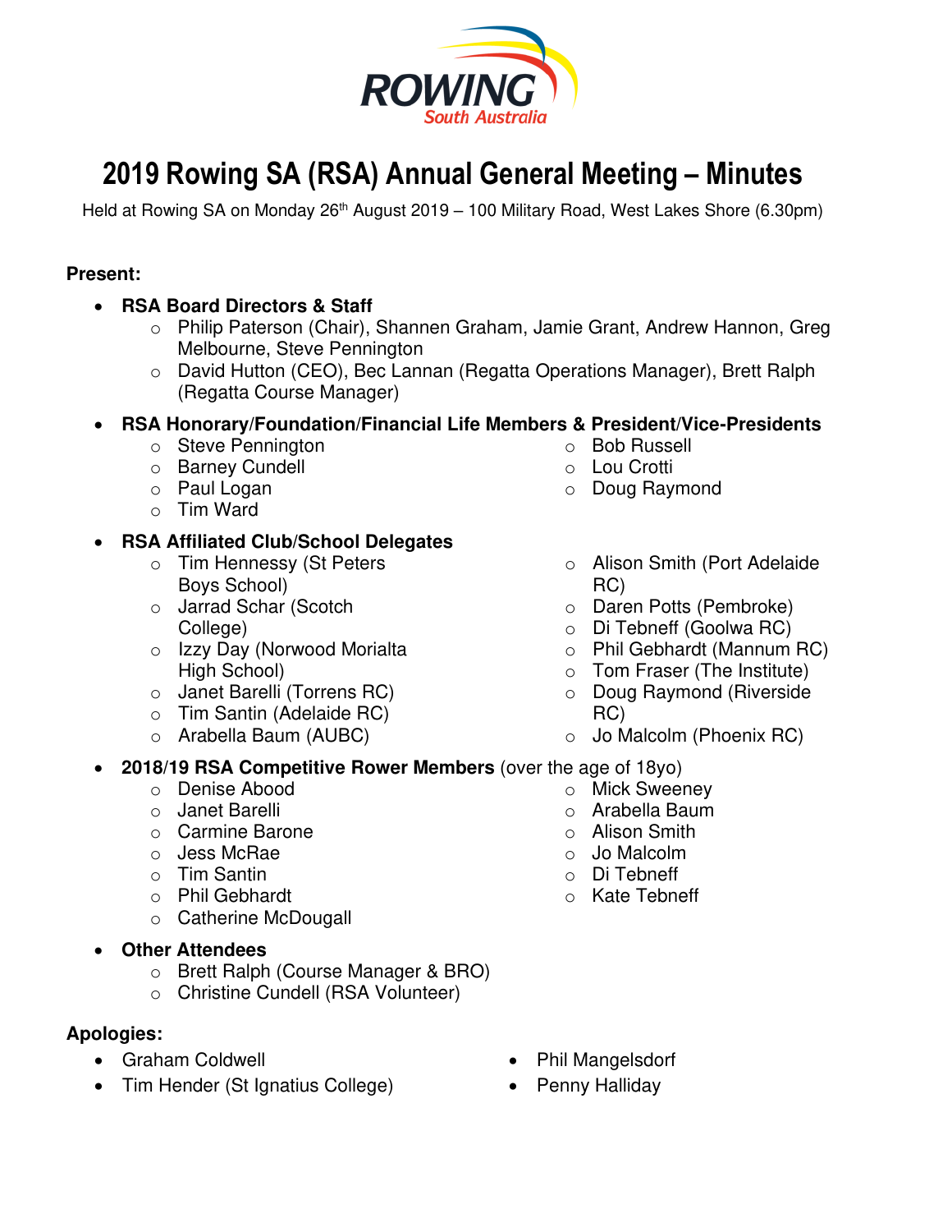# 2019 Rowing SA (RSA) Annual General Meeting – Minutes

Held at Rowing SA on Monday 26th August 2019 – 100 Military Road, West Lakes Shore (6.30pm)

**Present:**

- **RSA Board Directors & Staff**
  - Philip Paterson (Chair), Shannen Graham, Jamie Grant, Andrew Hannon, Greg Melbourne, Steve Pennington
  - David Hutton (CEO), Bec Lannan (Regatta Operations Manager), Brett Ralph (Regatta Course Manager)
- **RSA Honorary/Foundation/Financial Life Members & President/Vice-Presidents**
  - Steve Pennington
  - Barney Cundell
  - Paul Logan
  - Tim Ward
  - Bob Russell
  - Lou Crotti
  - Doug Raymond
- **RSA Affiliated Club/School Delegates**
  - Tim Hennessy (St Peters Boys School)
  - Jarrad Schar (Scotch College)
  - Izzy Day (Norwood Morialta High School)
  - Janet Barelli (Torrens RC)
  - Tim Santin (Adelaide RC)
  - Arabella Baum (AUBC)
  - Alison Smith (Port Adelaide RC)
  - Daren Potts (Pembroke)
  - Di Tebneff (Goolwa RC)
  - Phil Gebhardt (Mannum RC)
  - Tom Fraser (The Institute)
  - Doug Raymond (Riverside RC)
  - Jo Malcolm (Phoenix RC)
- **2018/19 RSA Competitive Rower Members** (over the age of 18yo)
  - Denise Abood
  - Janet Barelli
  - Carmine Barone
  - Jess McRae
  - Tim Santin
  - Phil Gebhardt
  - Catherine McDougall
  - Mick Sweeney
  - Arabella Baum
  - Alison Smith
  - Jo Malcolm
  - Di Tebneff
  - Kate Tebneff
- **Other Attendees**
  - Brett Ralph (Course Manager & BRO)
  - Christine Cundell (RSA Volunteer)

**Apologies:**

- Graham Coldwell
- Tim Hender (St Ignatius College)
- Phil Mangelsdorf
- Penny Halliday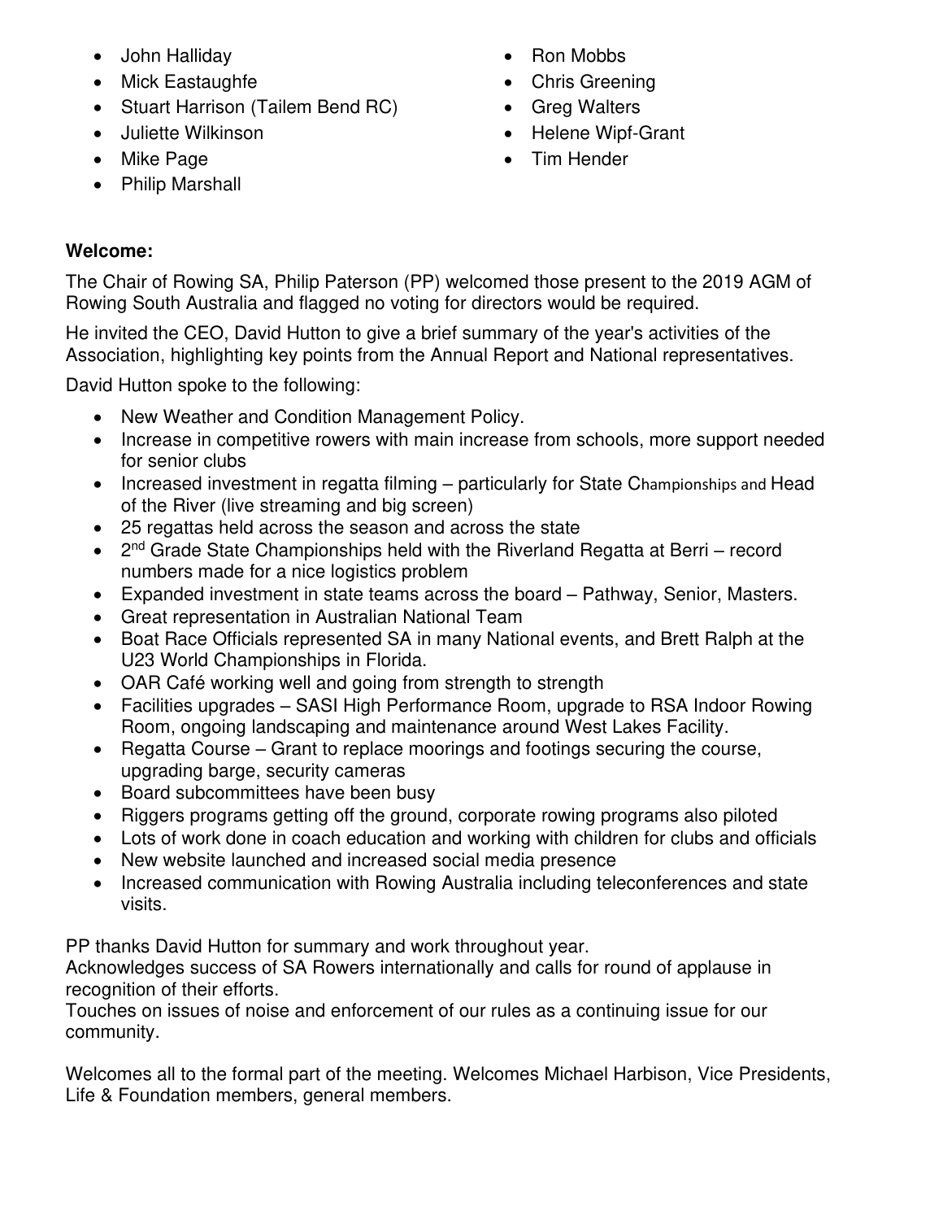- John Halliday
- Mick Eastaughfe
- Stuart Harrison (Tailem Bend RC)
- Juliette Wilkinson
- Mike Page
- Philip Marshall
- Ron Mobbs
- Chris Greening
- Greg Walters
- Helene Wipf-Grant
- Tim Hender

**Welcome:**

The Chair of Rowing SA, Philip Paterson (PP) welcomed those present to the 2019 AGM of Rowing South Australia and flagged no voting for directors would be required.

He invited the CEO, David Hutton to give a brief summary of the year's activities of the Association, highlighting key points from the Annual Report and National representatives.

David Hutton spoke to the following:

- New Weather and Condition Management Policy.
- Increase in competitive rowers with main increase from schools, more support needed for senior clubs
- Increased investment in regatta filming – particularly for State Championships and Head of the River (live streaming and big screen)
- 25 regattas held across the season and across the state
- 2nd Grade State Championships held with the Riverland Regatta at Berri – record numbers made for a nice logistics problem
- Expanded investment in state teams across the board – Pathway, Senior, Masters.
- Great representation in Australian National Team
- Boat Race Officials represented SA in many National events, and Brett Ralph at the U23 World Championships in Florida.
- OAR Café working well and going from strength to strength
- Facilities upgrades – SASI High Performance Room, upgrade to RSA Indoor Rowing Room, ongoing landscaping and maintenance around West Lakes Facility.
- Regatta Course – Grant to replace moorings and footings securing the course, upgrading barge, security cameras
- Board subcommittees have been busy
- Riggers programs getting off the ground, corporate rowing programs also piloted
- Lots of work done in coach education and working with children for clubs and officials
- New website launched and increased social media presence
- Increased communication with Rowing Australia including teleconferences and state visits.

PP thanks David Hutton for summary and work throughout year.
Acknowledges success of SA Rowers internationally and calls for round of applause in recognition of their efforts.
Touches on issues of noise and enforcement of our rules as a continuing issue for our community.

Welcomes all to the formal part of the meeting. Welcomes Michael Harbison, Vice Presidents, Life & Foundation members, general members.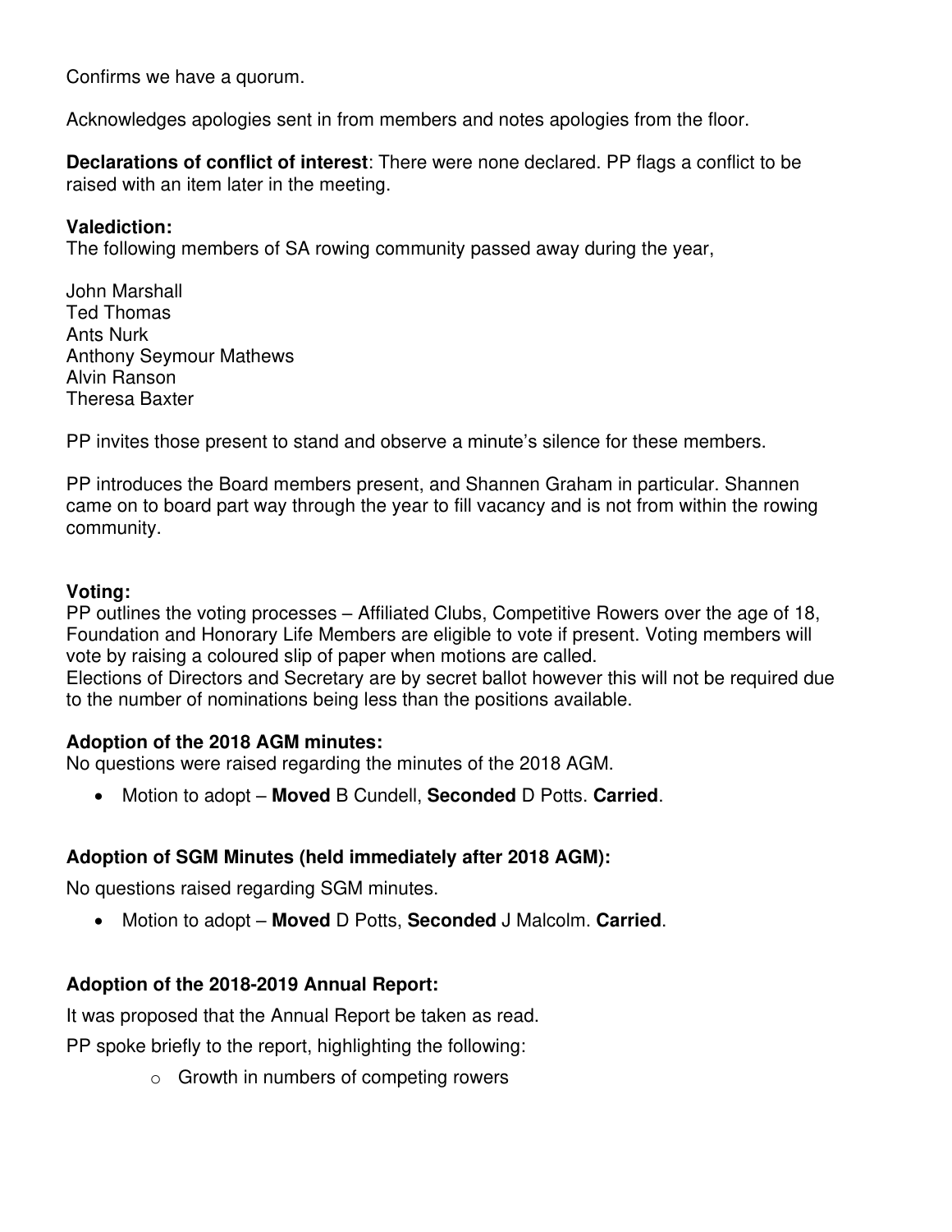Confirms we have a quorum.

Acknowledges apologies sent in from members and notes apologies from the floor.

**Declarations of conflict of interest**: There were none declared. PP flags a conflict to be raised with an item later in the meeting.

**Valediction:**
The following members of SA rowing community passed away during the year,

John Marshall
Ted Thomas
Ants Nurk
Anthony Seymour Mathews
Alvin Ranson
Theresa Baxter

PP invites those present to stand and observe a minute's silence for these members.

PP introduces the Board members present, and Shannen Graham in particular. Shannen came on to board part way through the year to fill vacancy and is not from within the rowing community.

**Voting:**
PP outlines the voting processes – Affiliated Clubs, Competitive Rowers over the age of 18, Foundation and Honorary Life Members are eligible to vote if present. Voting members will vote by raising a coloured slip of paper when motions are called.
Elections of Directors and Secretary are by secret ballot however this will not be required due to the number of nominations being less than the positions available.

**Adoption of the 2018 AGM minutes:**
No questions were raised regarding the minutes of the 2018 AGM.

- Motion to adopt – **Moved** B Cundell, **Seconded** D Potts. **Carried**.

**Adoption of SGM Minutes (held immediately after 2018 AGM):**

No questions raised regarding SGM minutes.

- Motion to adopt – **Moved** D Potts, **Seconded** J Malcolm. **Carried**.

**Adoption of the 2018-2019 Annual Report:**

It was proposed that the Annual Report be taken as read.

PP spoke briefly to the report, highlighting the following:

- Growth in numbers of competing rowers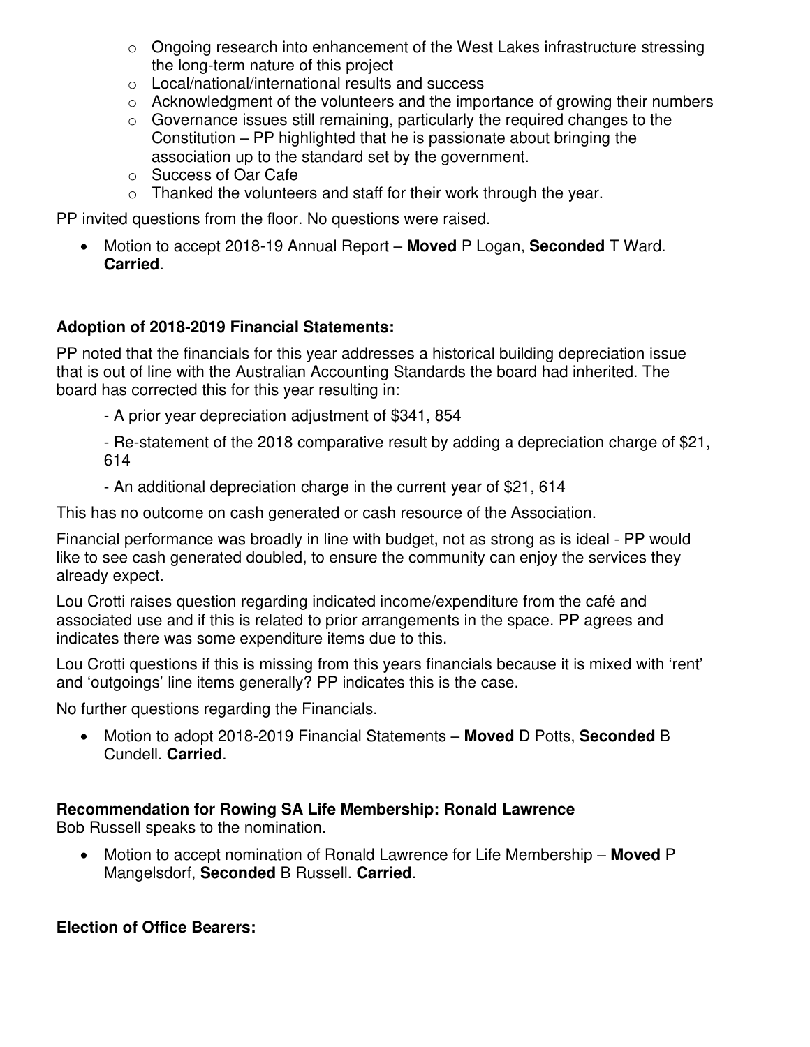- Ongoing research into enhancement of the West Lakes infrastructure stressing the long-term nature of this project
  - Local/national/international results and success
  - Acknowledgment of the volunteers and the importance of growing their numbers
  - Governance issues still remaining, particularly the required changes to the Constitution – PP highlighted that he is passionate about bringing the association up to the standard set by the government.
  - Success of Oar Cafe
  - Thanked the volunteers and staff for their work through the year.

PP invited questions from the floor. No questions were raised.

- Motion to accept 2018-19 Annual Report – **Moved** P Logan, **Seconded** T Ward. **Carried**.

**Adoption of 2018-2019 Financial Statements:**

PP noted that the financials for this year addresses a historical building depreciation issue that is out of line with the Australian Accounting Standards the board had inherited. The board has corrected this for this year resulting in:

- A prior year depreciation adjustment of $341, 854

- Re-statement of the 2018 comparative result by adding a depreciation charge of $21, 614

- An additional depreciation charge in the current year of $21, 614

This has no outcome on cash generated or cash resource of the Association.

Financial performance was broadly in line with budget, not as strong as is ideal - PP would like to see cash generated doubled, to ensure the community can enjoy the services they already expect.

Lou Crotti raises question regarding indicated income/expenditure from the café and associated use and if this is related to prior arrangements in the space. PP agrees and indicates there was some expenditure items due to this.

Lou Crotti questions if this is missing from this years financials because it is mixed with 'rent' and 'outgoings' line items generally? PP indicates this is the case.

No further questions regarding the Financials.

- Motion to adopt 2018-2019 Financial Statements – **Moved** D Potts, **Seconded** B Cundell. **Carried**.

**Recommendation for Rowing SA Life Membership: Ronald Lawrence**

Bob Russell speaks to the nomination.

- Motion to accept nomination of Ronald Lawrence for Life Membership – **Moved** P Mangelsdorf, **Seconded** B Russell. **Carried**.

**Election of Office Bearers:**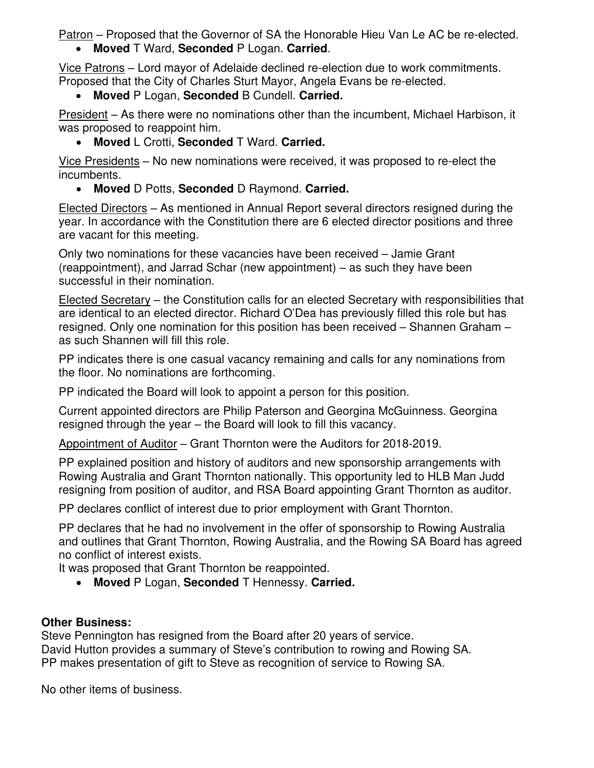Patron – Proposed that the Governor of SA the Honorable Hieu Van Le AC be re-elected.

- **Moved** T Ward, **Seconded** P Logan. **Carried**.

Vice Patrons – Lord mayor of Adelaide declined re-election due to work commitments. Proposed that the City of Charles Sturt Mayor, Angela Evans be re-elected.

- **Moved** P Logan, **Seconded** B Cundell. **Carried.**

President – As there were no nominations other than the incumbent, Michael Harbison, it was proposed to reappoint him.

- **Moved** L Crotti, **Seconded** T Ward. **Carried.**

Vice Presidents – No new nominations were received, it was proposed to re-elect the incumbents.

- **Moved** D Potts, **Seconded** D Raymond. **Carried.**

Elected Directors – As mentioned in Annual Report several directors resigned during the year. In accordance with the Constitution there are 6 elected director positions and three are vacant for this meeting.

Only two nominations for these vacancies have been received – Jamie Grant (reappointment), and Jarrad Schar (new appointment) – as such they have been successful in their nomination.

Elected Secretary – the Constitution calls for an elected Secretary with responsibilities that are identical to an elected director. Richard O'Dea has previously filled this role but has resigned. Only one nomination for this position has been received – Shannen Graham – as such Shannen will fill this role.

PP indicates there is one casual vacancy remaining and calls for any nominations from the floor. No nominations are forthcoming.

PP indicated the Board will look to appoint a person for this position.

Current appointed directors are Philip Paterson and Georgina McGuinness. Georgina resigned through the year – the Board will look to fill this vacancy.

Appointment of Auditor – Grant Thornton were the Auditors for 2018-2019.

PP explained position and history of auditors and new sponsorship arrangements with Rowing Australia and Grant Thornton nationally. This opportunity led to HLB Man Judd resigning from position of auditor, and RSA Board appointing Grant Thornton as auditor.

PP declares conflict of interest due to prior employment with Grant Thornton.

PP declares that he had no involvement in the offer of sponsorship to Rowing Australia and outlines that Grant Thornton, Rowing Australia, and the Rowing SA Board has agreed no conflict of interest exists.
It was proposed that Grant Thornton be reappointed.

- **Moved** P Logan, **Seconded** T Hennessy. **Carried.**

**Other Business:**
Steve Pennington has resigned from the Board after 20 years of service.
David Hutton provides a summary of Steve's contribution to rowing and Rowing SA.
PP makes presentation of gift to Steve as recognition of service to Rowing SA.

No other items of business.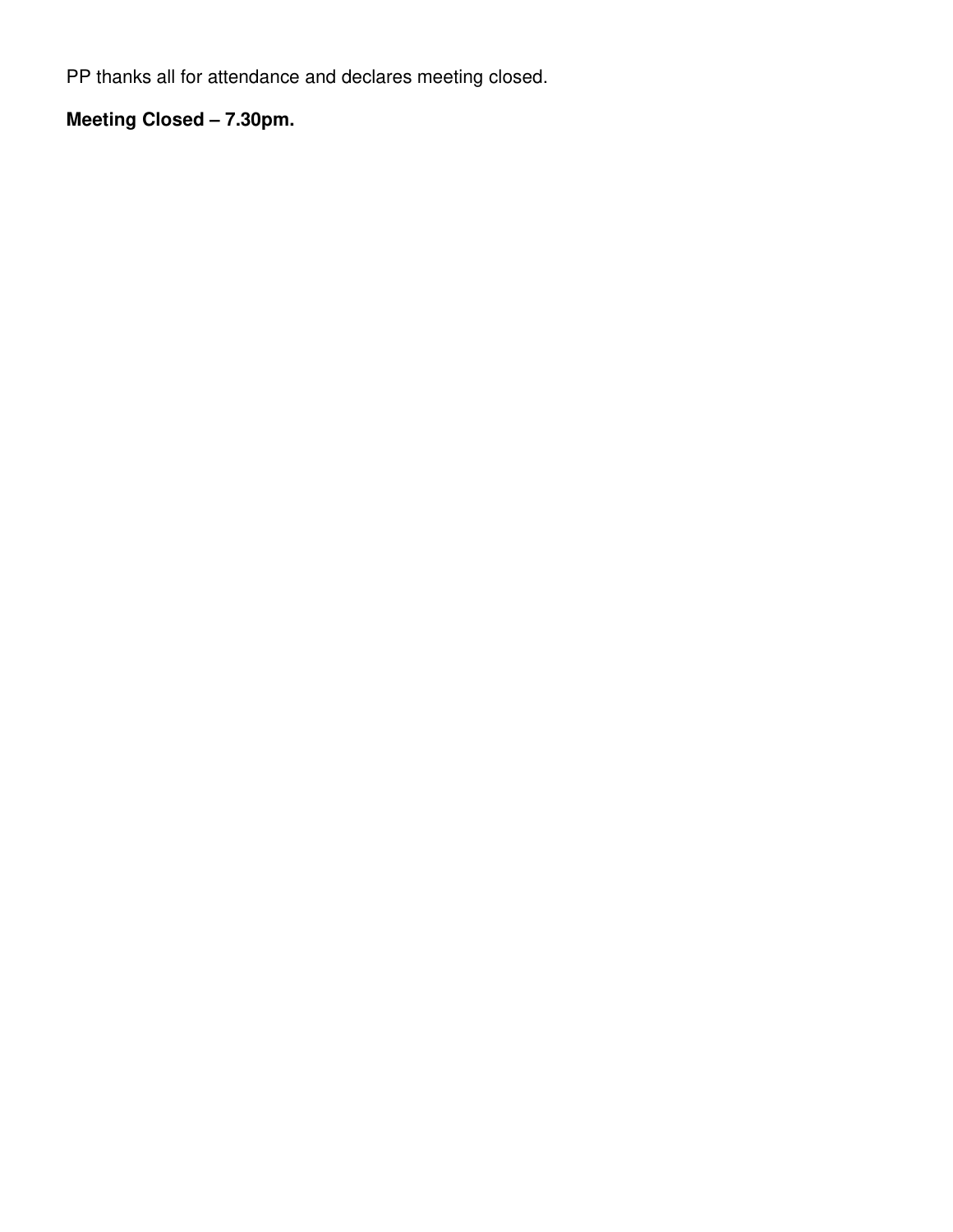PP thanks all for attendance and declares meeting closed.

**Meeting Closed – 7.30pm.**